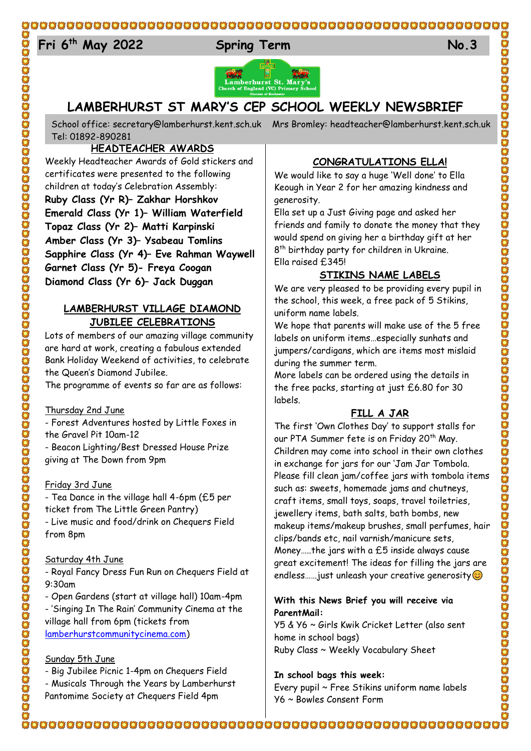Fri 6th May 2022 Spring Term No.3

Lamberhurst St. Mary's Church of England (VC) Primary School
Diocese of Rochester

# LAMBERHURST ST MARY'S CEP SCHOOL WEEKLY NEWSBRIEF

School office: secretary@lamberhurst.kent.sch.uk Mrs Bromley: headteacher@lamberhurst.kent.sch.uk
Tel: 01892-890281

## HEADTEACHER AWARDS

Weekly Headteacher Awards of Gold stickers and certificates were presented to the following children at today's Celebration Assembly:

**Ruby Class (Yr R)– Zakhar Horshkov**
**Emerald Class (Yr 1)– William Waterfield**
**Topaz Class (Yr 2)– Matti Karpinski**
**Amber Class (Yr 3)– Ysabeau Tomlins**
**Sapphire Class (Yr 4)– Eve Rahman Waywell**
**Garnet Class (Yr 5)- Freya Coogan**
**Diamond Class (Yr 6)– Jack Duggan**

## LAMBERHURST VILLAGE DIAMOND JUBILEE CELEBRATIONS

Lots of members of our amazing village community are hard at work, creating a fabulous extended Bank Holiday Weekend of activities, to celebrate the Queen's Diamond Jubilee.
The programme of events so far are as follows:

Thursday 2nd June
- Forest Adventures hosted by Little Foxes in the Gravel Pit 10am-12
- Beacon Lighting/Best Dressed House Prize giving at The Down from 9pm

Friday 3rd June
- Tea Dance in the village hall 4-6pm (£5 per ticket from The Little Green Pantry)
- Live music and food/drink on Chequers Field from 8pm

Saturday 4th June
- Royal Fancy Dress Fun Run on Chequers Field at 9:30am
- Open Gardens (start at village hall) 10am-4pm
- 'Singing In The Rain' Community Cinema at the village hall from 6pm (tickets from lamberhurstcommunitycinema.com)

Sunday 5th June
- Big Jubilee Picnic 1-4pm on Chequers Field
- Musicals Through the Years by Lamberhurst Pantomime Society at Chequers Field 4pm

## CONGRATULATIONS ELLA!

We would like to say a huge 'Well done' to Ella Keough in Year 2 for her amazing kindness and generosity.
Ella set up a Just Giving page and asked her friends and family to donate the money that they would spend on giving her a birthday gift at her 8th birthday party for children in Ukraine.
Ella raised £345!

## STIKINS NAME LABELS

We are very pleased to be providing every pupil in the school, this week, a free pack of 5 Stikins, uniform name labels.
We hope that parents will make use of the 5 free labels on uniform items…especially sunhats and jumpers/cardigans, which are items most mislaid during the summer term.
More labels can be ordered using the details in the free packs, starting at just £6.80 for 30 labels.

## FILL A JAR

The first 'Own Clothes Day' to support stalls for our PTA Summer fete is on Friday 20th May. Children may come into school in their own clothes in exchange for jars for our 'Jam Jar Tombola. Please fill clean jam/coffee jars with tombola items such as: sweets, homemade jams and chutneys, craft items, small toys, soaps, travel toiletries, jewellery items, bath salts, bath bombs, new makeup items/makeup brushes, small perfumes, hair clips/bands etc, nail varnish/manicure sets, Money…..the jars with a £5 inside always cause great excitement! The ideas for filling the jars are endless……just unleash your creative generosity😊

**With this News Brief you will receive via ParentMail:**
Y5 & Y6 ~ Girls Kwik Cricket Letter (also sent home in school bags)
Ruby Class ~ Weekly Vocabulary Sheet

**In school bags this week:**
Every pupil ~ Free Stikins uniform name labels
Y6 ~ Bowles Consent Form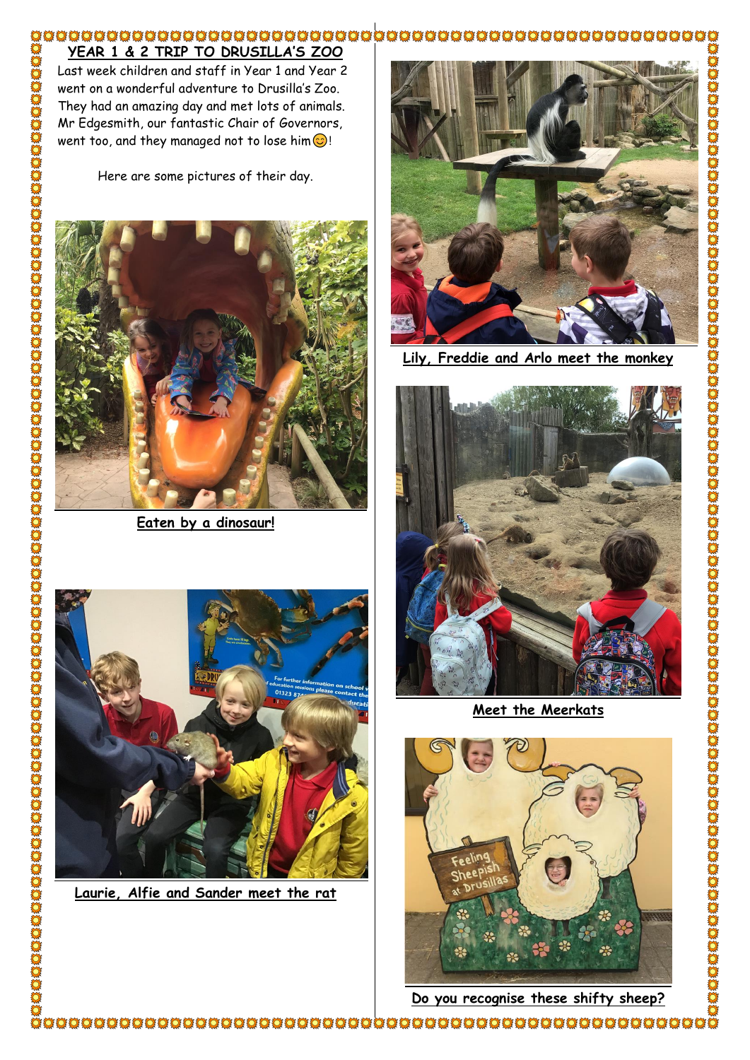## YEAR 1 & 2 TRIP TO DRUSILLA'S ZOO

Last week children and staff in Year 1 and Year 2 went on a wonderful adventure to Drusilla's Zoo. They had an amazing day and met lots of animals. Mr Edgesmith, our fantastic Chair of Governors, went too, and they managed not to lose him😊!

Here are some pictures of their day.

**Eaten by a dinosaur!**

**Laurie, Alfie and Sander meet the rat**

**Lily, Freddie and Arlo meet the monkey**

**Meet the Meerkats**

**Do you recognise these shifty sheep?**